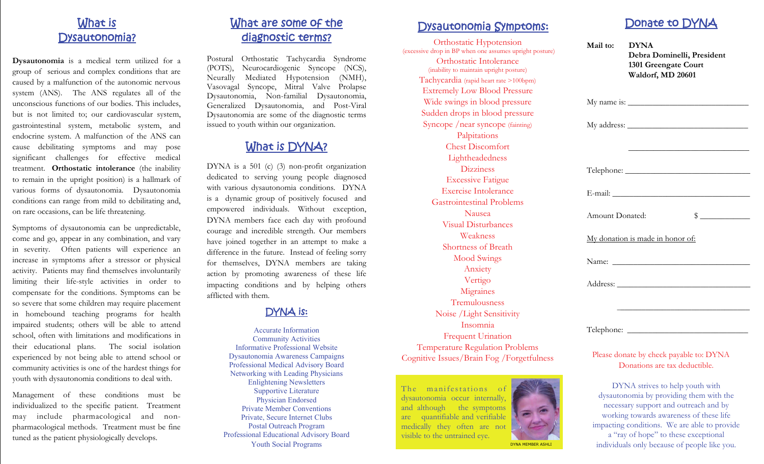## What is Dysautonomia?

**Dysautonomia** is a medical term utilized for a group of serious and complex conditions that are caused by a malfunction of the autonomic nervous system (ANS). The ANS regulates all of the unconscious functions of our bodies. This includes, but is not limited to; our cardiovascular system, gastrointestinal system, metabolic system, and endocrine system. A malfunction of the ANS can cause debilitating symptoms and may pose significant challenges for effective medical treatment. **Orthostatic intolerance** (the inability to remain in the upright position) is a hallmark of various forms of dysautonomia. Dysautonomia conditions can range from mild to debilitating and, on rare occasions, can be life threatening.

Symptoms of dysautonomia can be unpredictable, come and go, appear in any combination, and vary in severity. Often patients will experience an increase in symptoms after a stressor or physical activity. Patients may find themselves involuntarily limiting their life-style activities in order to compensate for the conditions. Symptoms can be so severe that some children may require placement in homebound teaching programs for health impaired students; others will be able to attend school, often with limitations and modifications in their educational plans. The social isolation experienced by not being able to attend school or community activities is one of the hardest things for youth with dysautonomia conditions to deal with.

Management of these conditions must be individualized to the specific patient. Treatment may include pharmacological and non-pharmacological methods. Treatment must be fine tuned as the patient physiologically develops.

## What are some of the diagnostic terms?

Postural Orthostatic Tachycardia Syndrome (POTS), Neurocardiogenic Syncope (NCS), Neurally Mediated Hypotension (NMH), Vasovagal Syncope, Mitral Valve Prolapse Dysautonomia, Non-familial Dysautonomia, Generalized Dysautonomia, and Post-Viral Dysautonomia are some of the diagnostic terms issued to youth within our organization.

## What is DYNA?

DYNA is a 501 (c) (3) non-profit organization dedicated to serving young people diagnosed with various dysautonomia conditions. DYNA is a dynamic group of positively focused and empowered individuals. Without exception, DYNA members face each day with profound courage and incredible strength. Our members have joined together in an attempt to make a difference in the future. Instead of feeling sorry for themselves, DYNA members are taking action by promoting awareness of these life impacting conditions and by helping others afflicted with them.

## DYNA is:

Accurate Information
Community Activities
Informative Professional Website
Dysautonomia Awareness Campaigns
Professional Medical Advisory Board
Networking with Leading Physicians
Enlightening Newsletters
Supportive Literature
Physician Endorsed
Private Member Conventions
Private, Secure Internet Clubs
Postal Outreach Program
Professional Educational Advisory Board
Youth Social Programs

## Dysautonomia Symptoms:

Orthostatic Hypotension (excessive drop in BP when one assumes upright posture)
Orthostatic Intolerance (inability to maintain upright posture)
Tachycardia (rapid heart rate >100bpm)
Extremely Low Blood Pressure
Wide swings in blood pressure
Sudden drops in blood pressure
Syncope /near syncope (fainting)
Palpitations
Chest Discomfort
Lightheadedness
Dizziness
Excessive Fatigue
Exercise Intolerance
Gastrointestinal Problems
Nausea
Visual Disturbances
Weakness
Shortness of Breath
Mood Swings
Anxiety
Vertigo
Migraines
Tremulousness
Noise /Light Sensitivity
Insomnia
Frequent Urination
Temperature Regulation Problems
Cognitive Issues/Brain Fog /Forgetfulness

The manifestations of dysautonomia occur internally, and although the symptoms are quantifiable and verifiable medically they often are not visible to the untrained eye.

DYNA MEMBER ASHLI

## Donate to DYNA

**Mail to:** **DYNA**
**Debra Dominelli, President**
**1301 Greengate Court**
**Waldorf, MD 20601**

My name is: ____________________________

My address: ____________________________

____________________________

Telephone: ____________________________

E-mail: ____________________________

Amount Donated: $ ____________

My donation is made in honor of:

Name: ____________________________

Address: ____________________________

____________________________

Telephone: ____________________________

Please donate by check payable to: DYNA
Donations are tax deductible.

DYNA strives to help youth with dysautonomia by providing them with the necessary support and outreach and by working towards awareness of these life impacting conditions. We are able to provide a "ray of hope" to these exceptional individuals only because of people like you.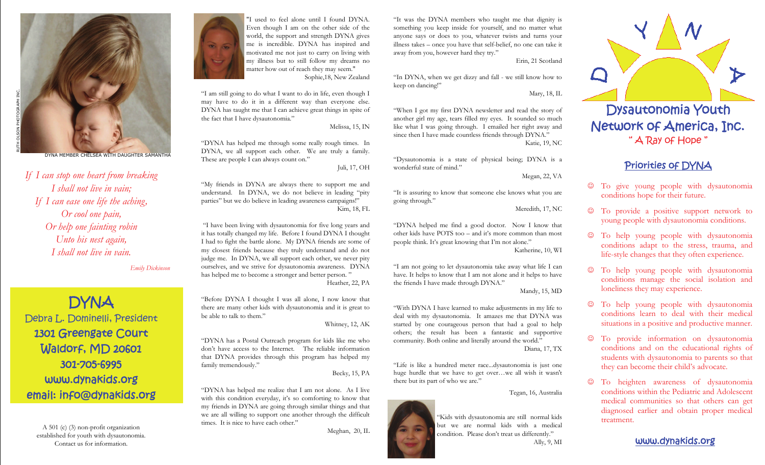RUTH OLSON PHOTOGRAPH INC.

DYNA MEMBER CHELSEA WITH DAUGHTER SAMANTHA

*If I can stop one heart from breaking*
*I shall not live in vain;*
*If I can ease one life the aching,*
*Or cool one pain,*
*Or help one fainting robin*
*Unto his nest again,*
*I shall not live in vain.*

*Emily Dickinson*

## DYNA

Debra L. Dominelli, President
1301 Greengate Court
Waldorf, MD 20601
301-705-6995
www.dynakids.org
email: info@dynakids.org

A 501 (c) (3) non-profit organization established for youth with dysautonomia. Contact us for information.

"I used to feel alone until I found DYNA. Even though I am on the other side of the world, the support and strength DYNA gives me is incredible. DYNA has inspired and motivated me not just to carry on living with my illness but to still follow my dreams no matter how out of reach they may seem."
Sophie,18, New Zealand

"I am still going to do what I want to do in life, even though I may have to do it in a different way than everyone else. DYNA has taught me that I can achieve great things in spite of the fact that I have dysautonomia."
Melissa, 15, IN

"DYNA has helped me through some really rough times. In DYNA, we all support each other. We are truly a family. These are people I can always count on."
Juli, 17, OH

"My friends in DYNA are always there to support me and understand. In DYNA, we do not believe in leading "pity parties" but we do believe in leading awareness campaigns!"
Kim, 18, FL

"I have been living with dysautonomia for five long years and it has totally changed my life. Before I found DYNA I thought I had to fight the battle alone. My DYNA friends are some of my closest friends because they truly understand and do not judge me. In DYNA, we all support each other, we never pity ourselves, and we strive for dysautonomia awareness. DYNA has helped me to become a stronger and better person. "
Heather, 22, PA

"Before DYNA I thought I was all alone, I now know that there are many other kids with dysautonomia and it is great to be able to talk to them."
Whitney, 12, AK

"DYNA has a Postal Outreach program for kids like me who don't have access to the Internet. The reliable information that DYNA provides through this program has helped my family tremendously."
Becky, 15, PA

"DYNA has helped me realize that I am not alone. As I live with this condition everyday, it's so comforting to know that my friends in DYNA are going through similar things and that we are all willing to support one another through the difficult times. It is nice to have each other."
Meghan, 20, IL

"It was the DYNA members who taught me that dignity is something you keep inside for yourself, and no matter what anyone says or does to you, whatever twists and turns your illness takes – once you have that self-belief, no one can take it away from you, however hard they try."
Erin, 21 Scotland

"In DYNA, when we get dizzy and fall - we still know how to keep on dancing!"
Mary, 18, IL

"When I got my first DYNA newsletter and read the story of another girl my age, tears filled my eyes. It sounded so much like what I was going through. I emailed her right away and since then I have made countless friends through DYNA."
Katie, 19, NC

"Dysautonomia is a state of physical being; DYNA is a wonderful state of mind."
Megan, 22, VA

"It is assuring to know that someone else knows what you are going through."
Meredith, 17, NC

"DYNA helped me find a good doctor. Now I know that other kids have POTS too – and it's more common than most people think. It's great knowing that I'm not alone."
Katherine, 10, WI

"I am not going to let dysautonomia take away what life I can have. It helps to know that I am not alone and it helps to have the friends I have made through DYNA."
Mandy, 15, MD

"With DYNA I have learned to make adjustments in my life to deal with my dysautonomia. It amazes me that DYNA was started by one courageous person that had a goal to help others; the result has been a fantastic and supportive community. Both online and literally around the world."
Diana, 17, TX

"Life is like a hundred meter race...dysautonomia is just one huge hurdle that we have to get over…we all wish it wasn't there but its part of who we are."
Tegan, 16, Australia

"Kids with dysautonomia are still normal kids but we are normal kids with a medical condition. Please don't treat us differently."
Ally, 9, MI

D Y N A

# Dysautonomia Youth Network of America, Inc.

" A Ray of Hope "

## Priorities of DYNA

- ☺ To give young people with dysautonomia conditions hope for their future.
- ☺ To provide a positive support network to young people with dysautonomia conditions.
- ☺ To help young people with dysautonomia conditions adapt to the stress, trauma, and life-style changes that they often experience.
- ☺ To help young people with dysautonomia conditions manage the social isolation and loneliness they may experience.
- ☺ To help young people with dysautonomia conditions learn to deal with their medical situations in a positive and productive manner.
- ☺ To provide information on dysautonomia conditions and on the educational rights of students with dysautonomia to parents so that they can become their child's advocate.
- ☺ To heighten awareness of dysautonomia conditions within the Pediatric and Adolescent medical communities so that others can get diagnosed earlier and obtain proper medical treatment.

www.dynakids.org